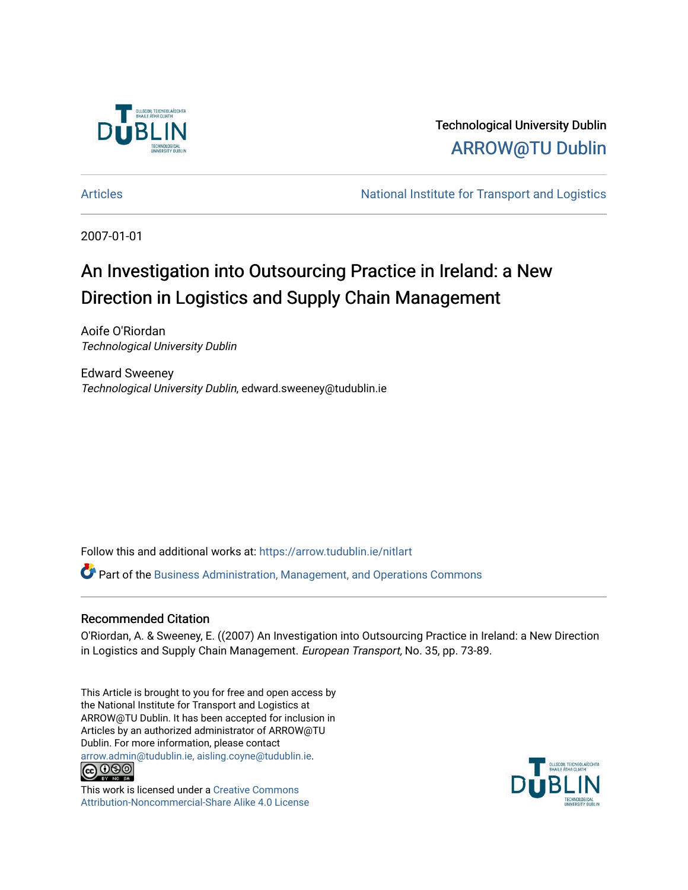Technological University Dublin

ARROW@TU Dublin

Articles | National Institute for Transport and Logistics

2007-01-01

# An Investigation into Outsourcing Practice in Ireland: a New Direction in Logistics and Supply Chain Management

Aoife O'Riordan
*Technological University Dublin*

Edward Sweeney
*Technological University Dublin*, edward.sweeney@tudublin.ie

Follow this and additional works at: https://arrow.tudublin.ie/nitlart

Part of the Business Administration, Management, and Operations Commons

## Recommended Citation

O'Riordan, A. & Sweeney, E. ((2007) An Investigation into Outsourcing Practice in Ireland: a New Direction in Logistics and Supply Chain Management. *European Transport,* No. 35, pp. 73-89.

This Article is brought to you for free and open access by the National Institute for Transport and Logistics at ARROW@TU Dublin. It has been accepted for inclusion in Articles by an authorized administrator of ARROW@TU Dublin. For more information, please contact arrow.admin@tudublin.ie, aisling.coyne@tudublin.ie.

This work is licensed under a Creative Commons Attribution-Noncommercial-Share Alike 4.0 License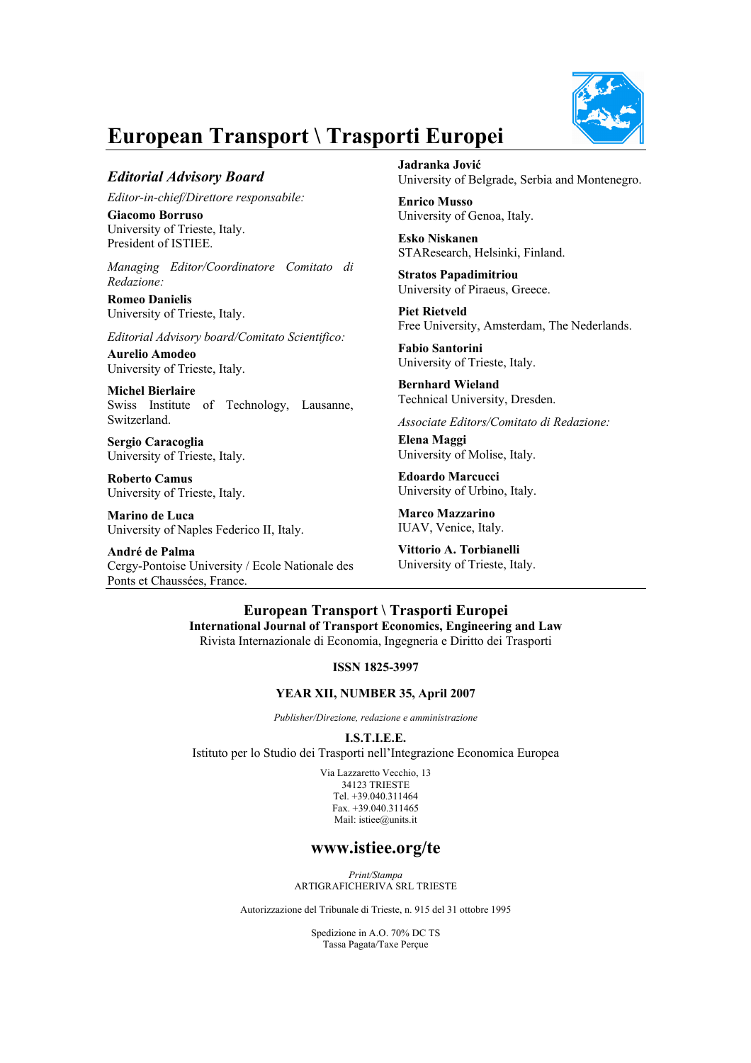# European Transport \ Trasporti Europei

## *Editorial Advisory Board*

*Editor-in-chief/Direttore responsabile:*

**Giacomo Borruso**
University of Trieste, Italy.
President of ISTIEE.

*Managing Editor/Coordinatore Comitato di Redazione:*

**Romeo Danielis**
University of Trieste, Italy.

*Editorial Advisory board/Comitato Scientifico:*

**Aurelio Amodeo**
University of Trieste, Italy.

**Michel Bierlaire**
Swiss Institute of Technology, Lausanne, Switzerland.

**Sergio Caracoglia**
University of Trieste, Italy.

**Roberto Camus**
University of Trieste, Italy.

**Marino de Luca**
University of Naples Federico II, Italy.

**André de Palma**
Cergy-Pontoise University / Ecole Nationale des Ponts et Chaussées, France.

**Jadranka Jović**
University of Belgrade, Serbia and Montenegro.

**Enrico Musso**
University of Genoa, Italy.

**Esko Niskanen**
STAResearch, Helsinki, Finland.

**Stratos Papadimitriou**
University of Piraeus, Greece.

**Piet Rietveld**
Free University, Amsterdam, The Nederlands.

**Fabio Santorini**
University of Trieste, Italy.

**Bernhard Wieland**
Technical University, Dresden.

*Associate Editors/Comitato di Redazione:*

**Elena Maggi**
University of Molise, Italy.

**Edoardo Marcucci**
University of Urbino, Italy.

**Marco Mazzarino**
IUAV, Venice, Italy.

**Vittorio A. Torbianelli**
University of Trieste, Italy.

---

**European Transport \ Trasporti Europei**
**International Journal of Transport Economics, Engineering and Law**
Rivista Internazionale di Economia, Ingegneria e Diritto dei Trasporti

**ISSN 1825-3997**

**YEAR XII, NUMBER 35, April 2007**

*Publisher/Direzione, redazione e amministrazione*

**I.S.T.I.E.E.**
Istituto per lo Studio dei Trasporti nell'Integrazione Economica Europea

Via Lazzaretto Vecchio, 13
34123 TRIESTE
Tel. +39.040.311464
Fax. +39.040.311465
Mail: istiee@units.it

**www.istiee.org/te**

*Print/Stampa*
ARTIGRAFICHERIVA SRL TRIESTE

Autorizzazione del Tribunale di Trieste, n. 915 del 31 ottobre 1995

Spedizione in A.O. 70% DC TS
Tassa Pagata/Taxe Perçue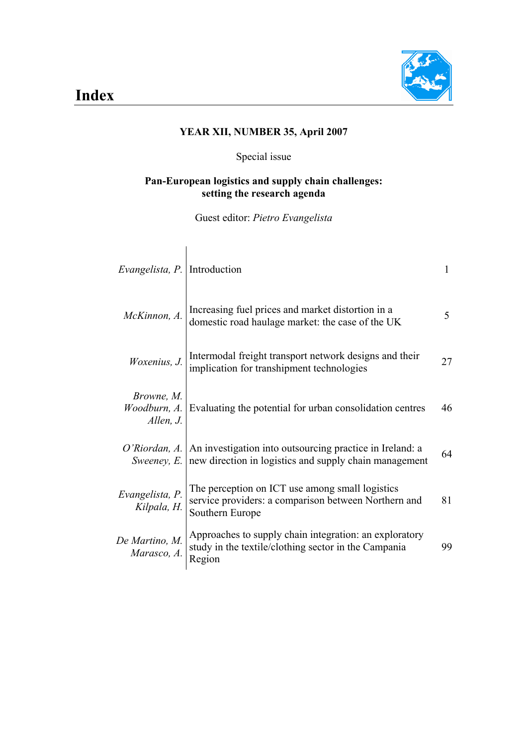# Index

**YEAR XII, NUMBER 35, April 2007**

Special issue

**Pan-European logistics and supply chain challenges: setting the research agenda**

Guest editor: *Pietro Evangelista*

| Author(s) | Title | Page |
|---|---|---|
| *Evangelista, P.* | Introduction | 1 |
| *McKinnon, A.* | Increasing fuel prices and market distortion in a domestic road haulage market: the case of the UK | 5 |
| *Woxenius, J.* | Intermodal freight transport network designs and their implication for transhipment technologies | 27 |
| *Browne, M.*<br>*Woodburn, A.*<br>*Allen, J.* | Evaluating the potential for urban consolidation centres | 46 |
| *O'Riordan, A.*<br>*Sweeney, E.* | An investigation into outsourcing practice in Ireland: a new direction in logistics and supply chain management | 64 |
| *Evangelista, P.*<br>*Kilpala, H.* | The perception on ICT use among small logistics service providers: a comparison between Northern and Southern Europe | 81 |
| *De Martino, M.*<br>*Marasco, A.* | Approaches to supply chain integration: an exploratory study in the textile/clothing sector in the Campania Region | 99 |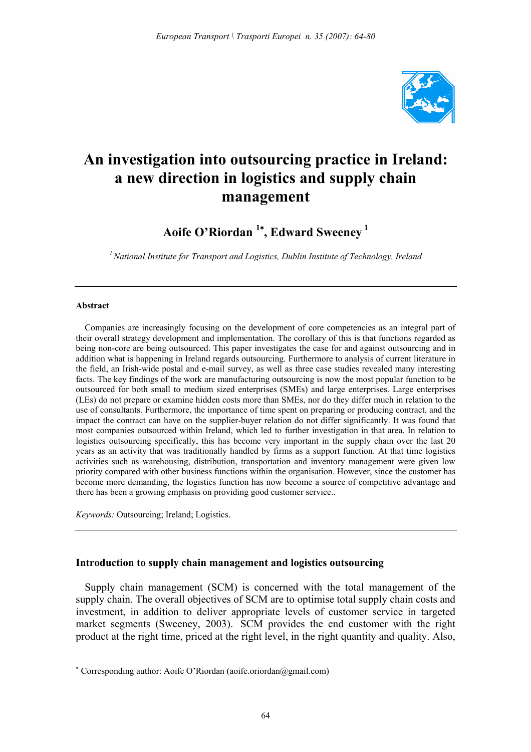# An investigation into outsourcing practice in Ireland: a new direction in logistics and supply chain management

**Aoife O'Riordan** [1*], **Edward Sweeney** [1]

[1] *National Institute for Transport and Logistics, Dublin Institute of Technology, Ireland*

---

**Abstract**

Companies are increasingly focusing on the development of core competencies as an integral part of their overall strategy development and implementation. The corollary of this is that functions regarded as being non-core are being outsourced. This paper investigates the case for and against outsourcing and in addition what is happening in Ireland regards outsourcing. Furthermore to analysis of current literature in the field, an Irish-wide postal and e-mail survey, as well as three case studies revealed many interesting facts. The key findings of the work are manufacturing outsourcing is now the most popular function to be outsourced for both small to medium sized enterprises (SMEs) and large enterprises. Large enterprises (LEs) do not prepare or examine hidden costs more than SMEs, nor do they differ much in relation to the use of consultants. Furthermore, the importance of time spent on preparing or producing contract, and the impact the contract can have on the supplier-buyer relation do not differ significantly. It was found that most companies outsourced within Ireland, which led to further investigation in that area. In relation to logistics outsourcing specifically, this has become very important in the supply chain over the last 20 years as an activity that was traditionally handled by firms as a support function. At that time logistics activities such as warehousing, distribution, transportation and inventory management were given low priority compared with other business functions within the organisation. However, since the customer has become more demanding, the logistics function has now become a source of competitive advantage and there has been a growing emphasis on providing good customer service..

*Keywords:* Outsourcing; Ireland; Logistics.

---

## Introduction to supply chain management and logistics outsourcing

Supply chain management (SCM) is concerned with the total management of the supply chain. The overall objectives of SCM are to optimise total supply chain costs and investment, in addition to deliver appropriate levels of customer service in targeted market segments (Sweeney, 2003). SCM provides the end customer with the right product at the right time, priced at the right level, in the right quantity and quality. Also,

---

* Corresponding author: Aoife O'Riordan (aoife.oriordan@gmail.com)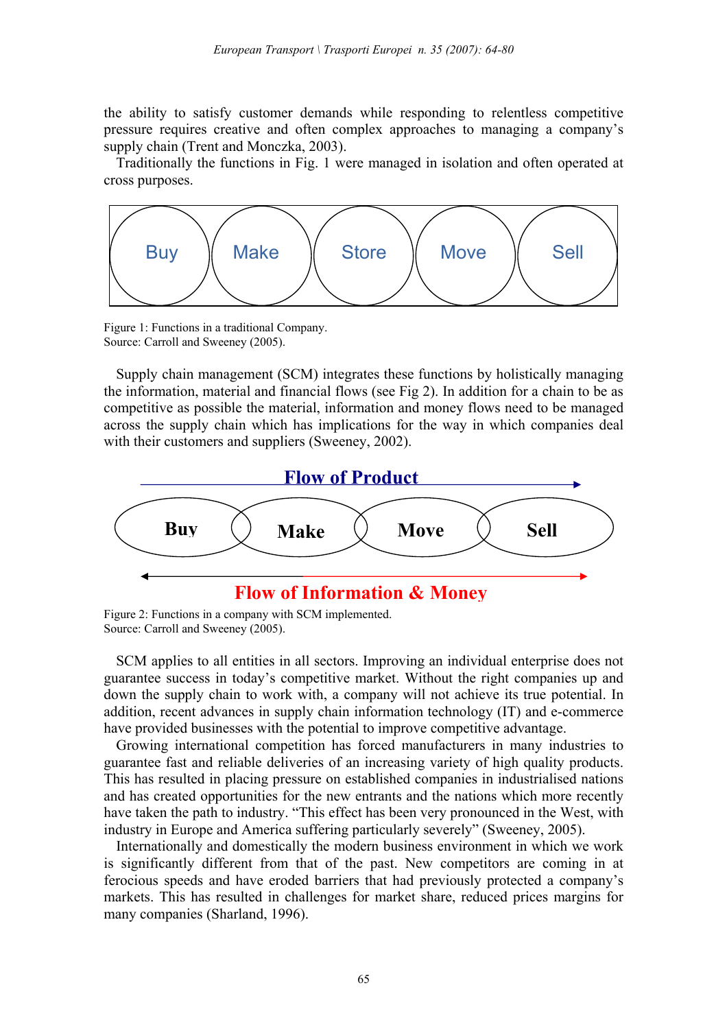the ability to satisfy customer demands while responding to relentless competitive pressure requires creative and often complex approaches to managing a company's supply chain (Trent and Monczka, 2003).

Traditionally the functions in Fig. 1 were managed in isolation and often operated at cross purposes.

Buy | Make | Store | Move | Sell

Figure 1: Functions in a traditional Company.
Source: Carroll and Sweeney (2005).

Supply chain management (SCM) integrates these functions by holistically managing the information, material and financial flows (see Fig 2). In addition for a chain to be as competitive as possible the material, information and money flows need to be managed across the supply chain which has implications for the way in which companies deal with their customers and suppliers (Sweeney, 2002).

Flow of Product

Buy | Make | Move | Sell

Flow of Information & Money

Figure 2: Functions in a company with SCM implemented.
Source: Carroll and Sweeney (2005).

SCM applies to all entities in all sectors. Improving an individual enterprise does not guarantee success in today's competitive market. Without the right companies up and down the supply chain to work with, a company will not achieve its true potential. In addition, recent advances in supply chain information technology (IT) and e-commerce have provided businesses with the potential to improve competitive advantage.

Growing international competition has forced manufacturers in many industries to guarantee fast and reliable deliveries of an increasing variety of high quality products. This has resulted in placing pressure on established companies in industrialised nations and has created opportunities for the new entrants and the nations which more recently have taken the path to industry. "This effect has been very pronounced in the West, with industry in Europe and America suffering particularly severely" (Sweeney, 2005).

Internationally and domestically the modern business environment in which we work is significantly different from that of the past. New competitors are coming in at ferocious speeds and have eroded barriers that had previously protected a company's markets. This has resulted in challenges for market share, reduced prices margins for many companies (Sharland, 1996).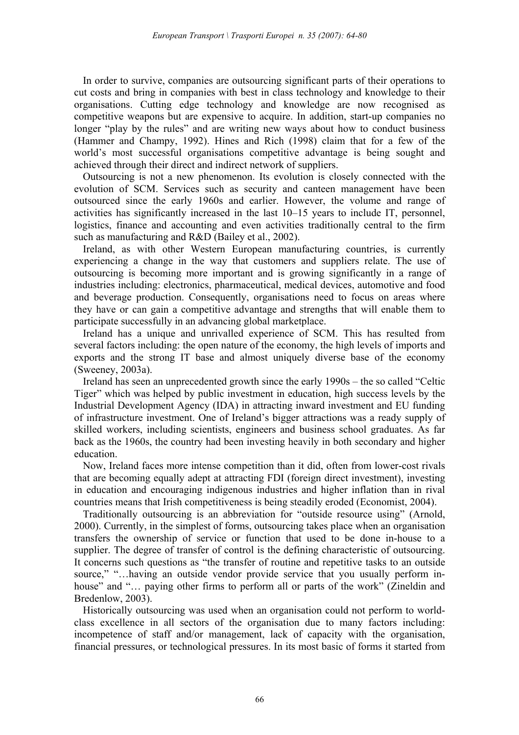In order to survive, companies are outsourcing significant parts of their operations to cut costs and bring in companies with best in class technology and knowledge to their organisations. Cutting edge technology and knowledge are now recognised as competitive weapons but are expensive to acquire. In addition, start-up companies no longer "play by the rules" and are writing new ways about how to conduct business (Hammer and Champy, 1992). Hines and Rich (1998) claim that for a few of the world's most successful organisations competitive advantage is being sought and achieved through their direct and indirect network of suppliers.

Outsourcing is not a new phenomenon. Its evolution is closely connected with the evolution of SCM. Services such as security and canteen management have been outsourced since the early 1960s and earlier. However, the volume and range of activities has significantly increased in the last 10–15 years to include IT, personnel, logistics, finance and accounting and even activities traditionally central to the firm such as manufacturing and R&D (Bailey et al., 2002).

Ireland, as with other Western European manufacturing countries, is currently experiencing a change in the way that customers and suppliers relate. The use of outsourcing is becoming more important and is growing significantly in a range of industries including: electronics, pharmaceutical, medical devices, automotive and food and beverage production. Consequently, organisations need to focus on areas where they have or can gain a competitive advantage and strengths that will enable them to participate successfully in an advancing global marketplace.

Ireland has a unique and unrivalled experience of SCM. This has resulted from several factors including: the open nature of the economy, the high levels of imports and exports and the strong IT base and almost uniquely diverse base of the economy (Sweeney, 2003a).

Ireland has seen an unprecedented growth since the early 1990s – the so called "Celtic Tiger" which was helped by public investment in education, high success levels by the Industrial Development Agency (IDA) in attracting inward investment and EU funding of infrastructure investment. One of Ireland's bigger attractions was a ready supply of skilled workers, including scientists, engineers and business school graduates. As far back as the 1960s, the country had been investing heavily in both secondary and higher education.

Now, Ireland faces more intense competition than it did, often from lower-cost rivals that are becoming equally adept at attracting FDI (foreign direct investment), investing in education and encouraging indigenous industries and higher inflation than in rival countries means that Irish competitiveness is being steadily eroded (Economist, 2004).

Traditionally outsourcing is an abbreviation for "outside resource using" (Arnold, 2000). Currently, in the simplest of forms, outsourcing takes place when an organisation transfers the ownership of service or function that used to be done in-house to a supplier. The degree of transfer of control is the defining characteristic of outsourcing. It concerns such questions as "the transfer of routine and repetitive tasks to an outside source," "…having an outside vendor provide service that you usually perform in-house" and "… paying other firms to perform all or parts of the work" (Zineldin and Bredenlow, 2003).

Historically outsourcing was used when an organisation could not perform to world-class excellence in all sectors of the organisation due to many factors including: incompetence of staff and/or management, lack of capacity with the organisation, financial pressures, or technological pressures. In its most basic of forms it started from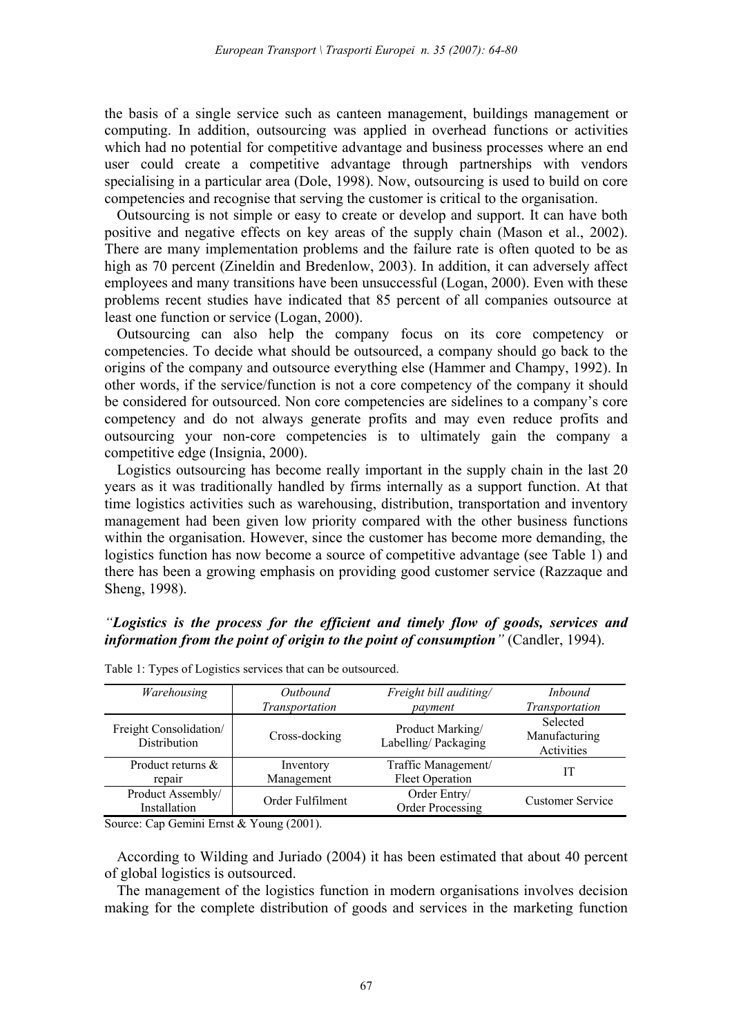the basis of a single service such as canteen management, buildings management or computing. In addition, outsourcing was applied in overhead functions or activities which had no potential for competitive advantage and business processes where an end user could create a competitive advantage through partnerships with vendors specialising in a particular area (Dole, 1998). Now, outsourcing is used to build on core competencies and recognise that serving the customer is critical to the organisation.

Outsourcing is not simple or easy to create or develop and support. It can have both positive and negative effects on key areas of the supply chain (Mason et al., 2002). There are many implementation problems and the failure rate is often quoted to be as high as 70 percent (Zineldin and Bredenlow, 2003). In addition, it can adversely affect employees and many transitions have been unsuccessful (Logan, 2000). Even with these problems recent studies have indicated that 85 percent of all companies outsource at least one function or service (Logan, 2000).

Outsourcing can also help the company focus on its core competency or competencies. To decide what should be outsourced, a company should go back to the origins of the company and outsource everything else (Hammer and Champy, 1992). In other words, if the service/function is not a core competency of the company it should be considered for outsourced. Non core competencies are sidelines to a company's core competency and do not always generate profits and may even reduce profits and outsourcing your non-core competencies is to ultimately gain the company a competitive edge (Insignia, 2000).

Logistics outsourcing has become really important in the supply chain in the last 20 years as it was traditionally handled by firms internally as a support function. At that time logistics activities such as warehousing, distribution, transportation and inventory management had been given low priority compared with the other business functions within the organisation. However, since the customer has become more demanding, the logistics function has now become a source of competitive advantage (see Table 1) and there has been a growing emphasis on providing good customer service (Razzaque and Sheng, 1998).

*"**Logistics is the process for the efficient and timely flow of goods, services and information from the point of origin to the point of consumption**"* (Candler, 1994).

Table 1: Types of Logistics services that can be outsourced.

| *Warehousing* | *Outbound Transportation* | *Freight bill auditing/ payment* | *Inbound Transportation* |
|---|---|---|---|
| Freight Consolidation/ Distribution | Cross-docking | Product Marking/ Labelling/ Packaging | Selected Manufacturing Activities |
| Product returns & repair | Inventory Management | Traffic Management/ Fleet Operation | IT |
| Product Assembly/ Installation | Order Fulfilment | Order Entry/ Order Processing | Customer Service |

Source: Cap Gemini Ernst & Young (2001).

According to Wilding and Juriado (2004) it has been estimated that about 40 percent of global logistics is outsourced.

The management of the logistics function in modern organisations involves decision making for the complete distribution of goods and services in the marketing function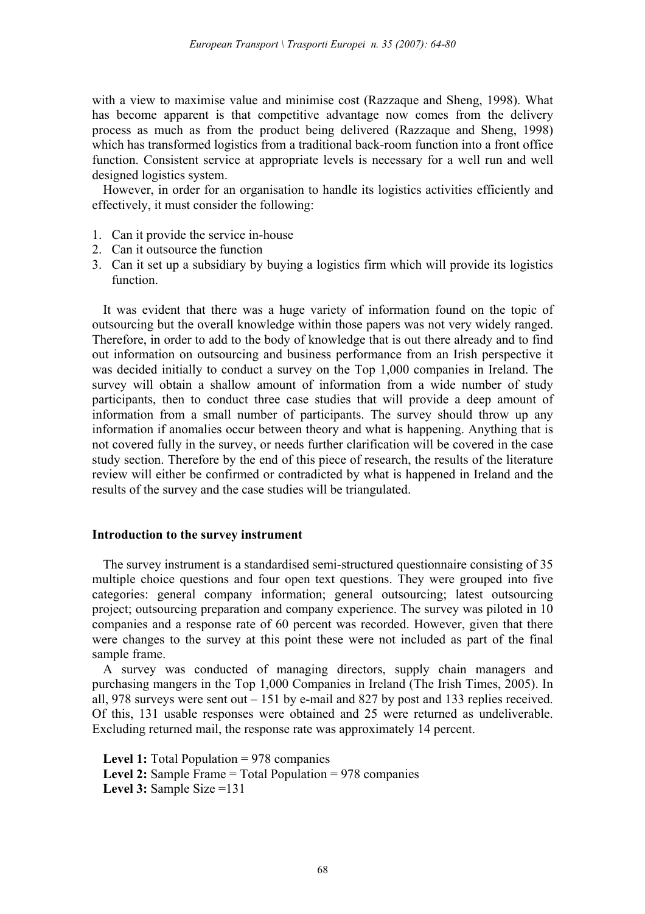with a view to maximise value and minimise cost (Razzaque and Sheng, 1998). What has become apparent is that competitive advantage now comes from the delivery process as much as from the product being delivered (Razzaque and Sheng, 1998) which has transformed logistics from a traditional back-room function into a front office function. Consistent service at appropriate levels is necessary for a well run and well designed logistics system.

However, in order for an organisation to handle its logistics activities efficiently and effectively, it must consider the following:

1. Can it provide the service in-house
2. Can it outsource the function
3. Can it set up a subsidiary by buying a logistics firm which will provide its logistics function.

It was evident that there was a huge variety of information found on the topic of outsourcing but the overall knowledge within those papers was not very widely ranged. Therefore, in order to add to the body of knowledge that is out there already and to find out information on outsourcing and business performance from an Irish perspective it was decided initially to conduct a survey on the Top 1,000 companies in Ireland. The survey will obtain a shallow amount of information from a wide number of study participants, then to conduct three case studies that will provide a deep amount of information from a small number of participants. The survey should throw up any information if anomalies occur between theory and what is happening. Anything that is not covered fully in the survey, or needs further clarification will be covered in the case study section. Therefore by the end of this piece of research, the results of the literature review will either be confirmed or contradicted by what is happened in Ireland and the results of the survey and the case studies will be triangulated.

## Introduction to the survey instrument

The survey instrument is a standardised semi-structured questionnaire consisting of 35 multiple choice questions and four open text questions. They were grouped into five categories: general company information; general outsourcing; latest outsourcing project; outsourcing preparation and company experience. The survey was piloted in 10 companies and a response rate of 60 percent was recorded. However, given that there were changes to the survey at this point these were not included as part of the final sample frame.

A survey was conducted of managing directors, supply chain managers and purchasing mangers in the Top 1,000 Companies in Ireland (The Irish Times, 2005). In all, 978 surveys were sent out – 151 by e-mail and 827 by post and 133 replies received. Of this, 131 usable responses were obtained and 25 were returned as undeliverable. Excluding returned mail, the response rate was approximately 14 percent.

**Level 1:** Total Population = 978 companies  
**Level 2:** Sample Frame = Total Population = 978 companies  
**Level 3:** Sample Size =131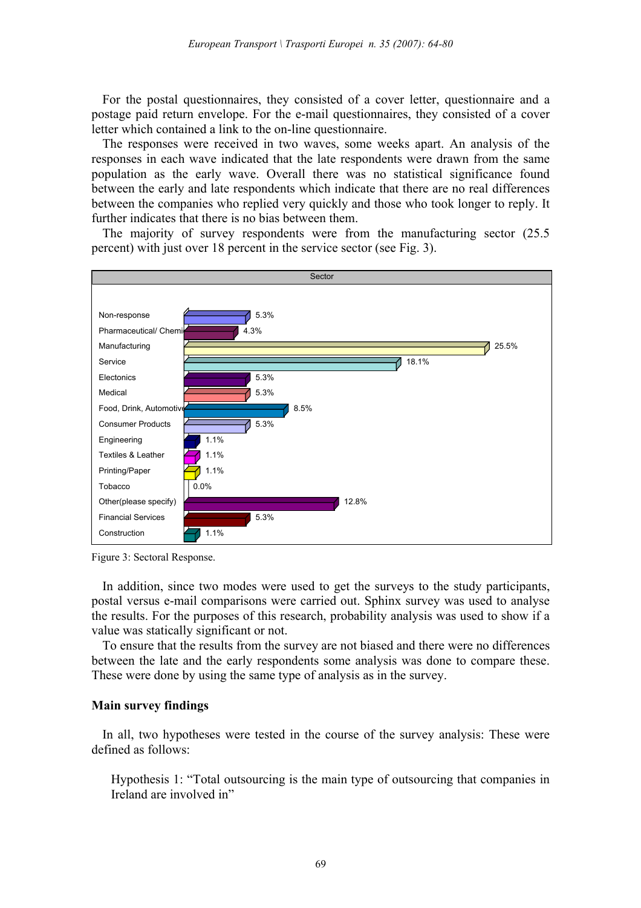For the postal questionnaires, they consisted of a cover letter, questionnaire and a postage paid return envelope. For the e-mail questionnaires, they consisted of a cover letter which contained a link to the on-line questionnaire.

The responses were received in two waves, some weeks apart. An analysis of the responses in each wave indicated that the late respondents were drawn from the same population as the early wave. Overall there was no statistical significance found between the early and late respondents which indicate that there are no real differences between the companies who replied very quickly and those who took longer to reply. It further indicates that there is no bias between them.

The majority of survey respondents were from the manufacturing sector (25.5 percent) with just over 18 percent in the service sector (see Fig. 3).

| Sector | |
|---|---|
| Non-response | 5.3% |
| Pharmaceutical/ Chemi | 4.3% |
| Manufacturing | 25.5% |
| Service | 18.1% |
| Electonics | 5.3% |
| Medical | 5.3% |
| Food, Drink, Automotive | 8.5% |
| Consumer Products | 5.3% |
| Engineering | 1.1% |
| Textiles & Leather | 1.1% |
| Printing/Paper | 1.1% |
| Tobacco | 0.0% |
| Other(please specify) | 12.8% |
| Financial Services | 5.3% |
| Construction | 1.1% |

Figure 3: Sectoral Response.

In addition, since two modes were used to get the surveys to the study participants, postal versus e-mail comparisons were carried out. Sphinx survey was used to analyse the results. For the purposes of this research, probability analysis was used to show if a value was statically significant or not.

To ensure that the results from the survey are not biased and there were no differences between the late and the early respondents some analysis was done to compare these. These were done by using the same type of analysis as in the survey.

### Main survey findings

In all, two hypotheses were tested in the course of the survey analysis: These were defined as follows:

> Hypothesis 1: "Total outsourcing is the main type of outsourcing that companies in Ireland are involved in"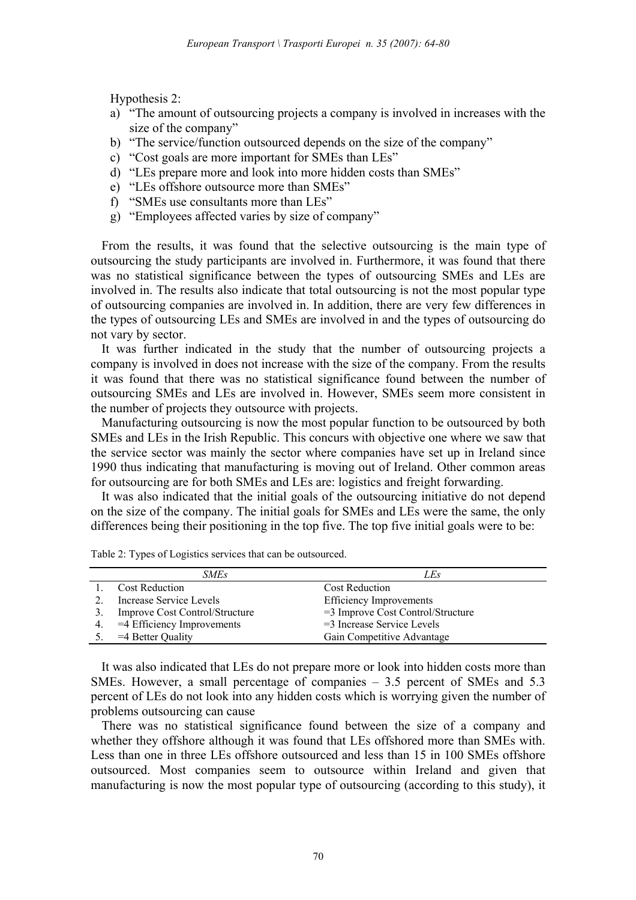Hypothesis 2:

a) "The amount of outsourcing projects a company is involved in increases with the size of the company"
b) "The service/function outsourced depends on the size of the company"
c) "Cost goals are more important for SMEs than LEs"
d) "LEs prepare more and look into more hidden costs than SMEs"
e) "LEs offshore outsource more than SMEs"
f) "SMEs use consultants more than LEs"
g) "Employees affected varies by size of company"

From the results, it was found that the selective outsourcing is the main type of outsourcing the study participants are involved in. Furthermore, it was found that there was no statistical significance between the types of outsourcing SMEs and LEs are involved in. The results also indicate that total outsourcing is not the most popular type of outsourcing companies are involved in. In addition, there are very few differences in the types of outsourcing LEs and SMEs are involved in and the types of outsourcing do not vary by sector.

It was further indicated in the study that the number of outsourcing projects a company is involved in does not increase with the size of the company. From the results it was found that there was no statistical significance found between the number of outsourcing SMEs and LEs are involved in. However, SMEs seem more consistent in the number of projects they outsource with projects.

Manufacturing outsourcing is now the most popular function to be outsourced by both SMEs and LEs in the Irish Republic. This concurs with objective one where we saw that the service sector was mainly the sector where companies have set up in Ireland since 1990 thus indicating that manufacturing is moving out of Ireland. Other common areas for outsourcing are for both SMEs and LEs are: logistics and freight forwarding.

It was also indicated that the initial goals of the outsourcing initiative do not depend on the size of the company. The initial goals for SMEs and LEs were the same, the only differences being their positioning in the top five. The top five initial goals were to be:

Table 2: Types of Logistics services that can be outsourced.

| | *SMEs* | *LEs* |
|---|---|---|
| 1. | Cost Reduction | Cost Reduction |
| 2. | Increase Service Levels | Efficiency Improvements |
| 3. | Improve Cost Control/Structure | =3 Improve Cost Control/Structure |
| 4. | =4 Efficiency Improvements | =3 Increase Service Levels |
| 5. | =4 Better Quality | Gain Competitive Advantage |

It was also indicated that LEs do not prepare more or look into hidden costs more than SMEs. However, a small percentage of companies – 3.5 percent of SMEs and 5.3 percent of LEs do not look into any hidden costs which is worrying given the number of problems outsourcing can cause

There was no statistical significance found between the size of a company and whether they offshore although it was found that LEs offshored more than SMEs with. Less than one in three LEs offshore outsourced and less than 15 in 100 SMEs offshore outsourced. Most companies seem to outsource within Ireland and given that manufacturing is now the most popular type of outsourcing (according to this study), it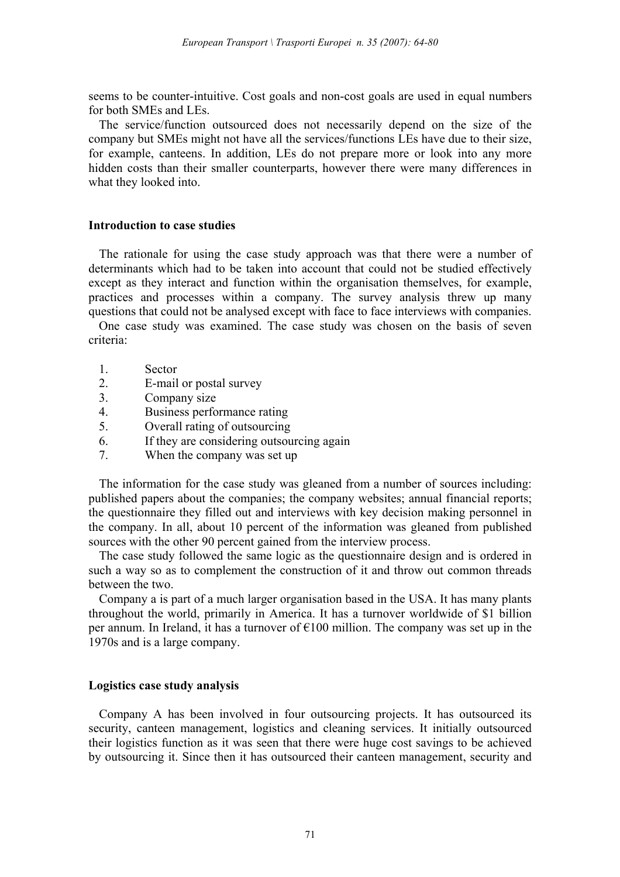seems to be counter-intuitive. Cost goals and non-cost goals are used in equal numbers for both SMEs and LEs.

The service/function outsourced does not necessarily depend on the size of the company but SMEs might not have all the services/functions LEs have due to their size, for example, canteens. In addition, LEs do not prepare more or look into any more hidden costs than their smaller counterparts, however there were many differences in what they looked into.

## Introduction to case studies

The rationale for using the case study approach was that there were a number of determinants which had to be taken into account that could not be studied effectively except as they interact and function within the organisation themselves, for example, practices and processes within a company. The survey analysis threw up many questions that could not be analysed except with face to face interviews with companies.

One case study was examined. The case study was chosen on the basis of seven criteria:

1. Sector
2. E-mail or postal survey
3. Company size
4. Business performance rating
5. Overall rating of outsourcing
6. If they are considering outsourcing again
7. When the company was set up

The information for the case study was gleaned from a number of sources including: published papers about the companies; the company websites; annual financial reports; the questionnaire they filled out and interviews with key decision making personnel in the company. In all, about 10 percent of the information was gleaned from published sources with the other 90 percent gained from the interview process.

The case study followed the same logic as the questionnaire design and is ordered in such a way so as to complement the construction of it and throw out common threads between the two.

Company a is part of a much larger organisation based in the USA. It has many plants throughout the world, primarily in America. It has a turnover worldwide of $1 billion per annum. In Ireland, it has a turnover of €100 million. The company was set up in the 1970s and is a large company.

## Logistics case study analysis

Company A has been involved in four outsourcing projects. It has outsourced its security, canteen management, logistics and cleaning services. It initially outsourced their logistics function as it was seen that there were huge cost savings to be achieved by outsourcing it. Since then it has outsourced their canteen management, security and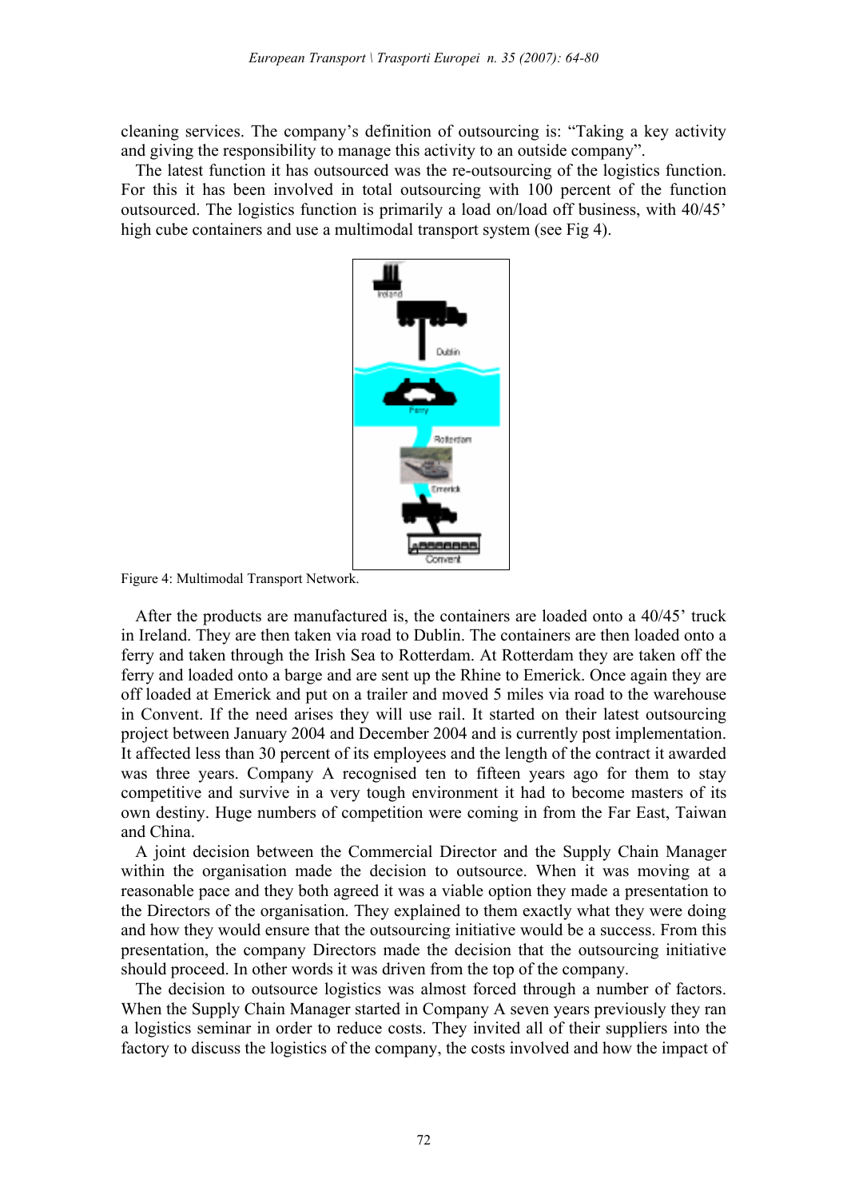cleaning services. The company's definition of outsourcing is: "Taking a key activity and giving the responsibility to manage this activity to an outside company".

The latest function it has outsourced was the re-outsourcing of the logistics function. For this it has been involved in total outsourcing with 100 percent of the function outsourced. The logistics function is primarily a load on/load off business, with 40/45' high cube containers and use a multimodal transport system (see Fig 4).

Figure 4: Multimodal Transport Network.

After the products are manufactured is, the containers are loaded onto a 40/45' truck in Ireland. They are then taken via road to Dublin. The containers are then loaded onto a ferry and taken through the Irish Sea to Rotterdam. At Rotterdam they are taken off the ferry and loaded onto a barge and are sent up the Rhine to Emerick. Once again they are off loaded at Emerick and put on a trailer and moved 5 miles via road to the warehouse in Convent. If the need arises they will use rail. It started on their latest outsourcing project between January 2004 and December 2004 and is currently post implementation. It affected less than 30 percent of its employees and the length of the contract it awarded was three years. Company A recognised ten to fifteen years ago for them to stay competitive and survive in a very tough environment it had to become masters of its own destiny. Huge numbers of competition were coming in from the Far East, Taiwan and China.

A joint decision between the Commercial Director and the Supply Chain Manager within the organisation made the decision to outsource. When it was moving at a reasonable pace and they both agreed it was a viable option they made a presentation to the Directors of the organisation. They explained to them exactly what they were doing and how they would ensure that the outsourcing initiative would be a success. From this presentation, the company Directors made the decision that the outsourcing initiative should proceed. In other words it was driven from the top of the company.

The decision to outsource logistics was almost forced through a number of factors. When the Supply Chain Manager started in Company A seven years previously they ran a logistics seminar in order to reduce costs. They invited all of their suppliers into the factory to discuss the logistics of the company, the costs involved and how the impact of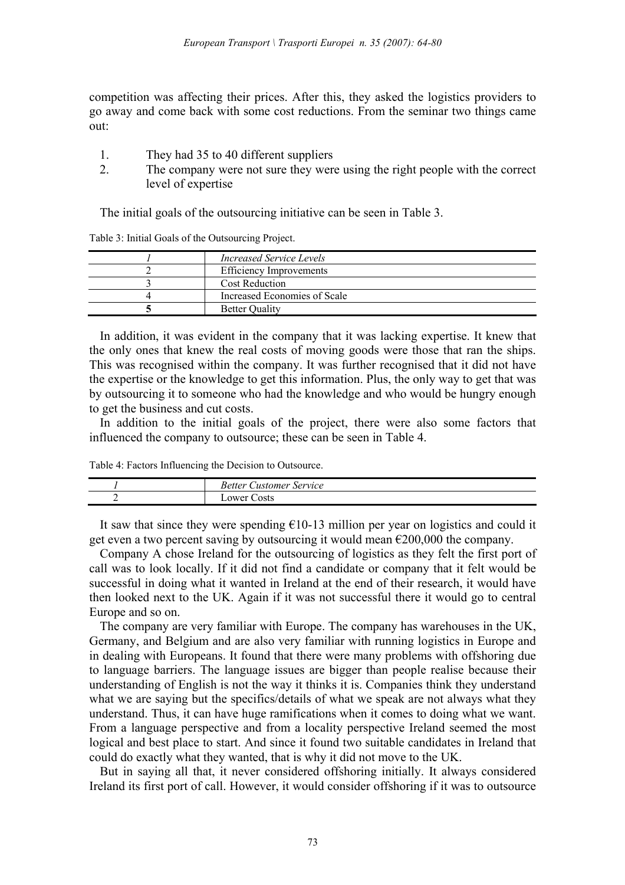competition was affecting their prices. After this, they asked the logistics providers to go away and come back with some cost reductions. From the seminar two things came out:

1. They had 35 to 40 different suppliers
2. The company were not sure they were using the right people with the correct level of expertise

The initial goals of the outsourcing initiative can be seen in Table 3.

Table 3: Initial Goals of the Outsourcing Project.

| *1* | *Increased Service Levels* |
|---|---|
| 2 | Efficiency Improvements |
| 3 | Cost Reduction |
| 4 | Increased Economies of Scale |
| **5** | Better Quality |

In addition, it was evident in the company that it was lacking expertise. It knew that the only ones that knew the real costs of moving goods were those that ran the ships. This was recognised within the company. It was further recognised that it did not have the expertise or the knowledge to get this information. Plus, the only way to get that was by outsourcing it to someone who had the knowledge and who would be hungry enough to get the business and cut costs.

In addition to the initial goals of the project, there were also some factors that influenced the company to outsource; these can be seen in Table 4.

Table 4: Factors Influencing the Decision to Outsource.

| *1* | *Better Customer Service* |
|---|---|
| 2 | Lower Costs |

It saw that since they were spending €10-13 million per year on logistics and could it get even a two percent saving by outsourcing it would mean €200,000 the company.

Company A chose Ireland for the outsourcing of logistics as they felt the first port of call was to look locally. If it did not find a candidate or company that it felt would be successful in doing what it wanted in Ireland at the end of their research, it would have then looked next to the UK. Again if it was not successful there it would go to central Europe and so on.

The company are very familiar with Europe. The company has warehouses in the UK, Germany, and Belgium and are also very familiar with running logistics in Europe and in dealing with Europeans. It found that there were many problems with offshoring due to language barriers. The language issues are bigger than people realise because their understanding of English is not the way it thinks it is. Companies think they understand what we are saying but the specifics/details of what we speak are not always what they understand. Thus, it can have huge ramifications when it comes to doing what we want. From a language perspective and from a locality perspective Ireland seemed the most logical and best place to start. And since it found two suitable candidates in Ireland that could do exactly what they wanted, that is why it did not move to the UK.

But in saying all that, it never considered offshoring initially. It always considered Ireland its first port of call. However, it would consider offshoring if it was to outsource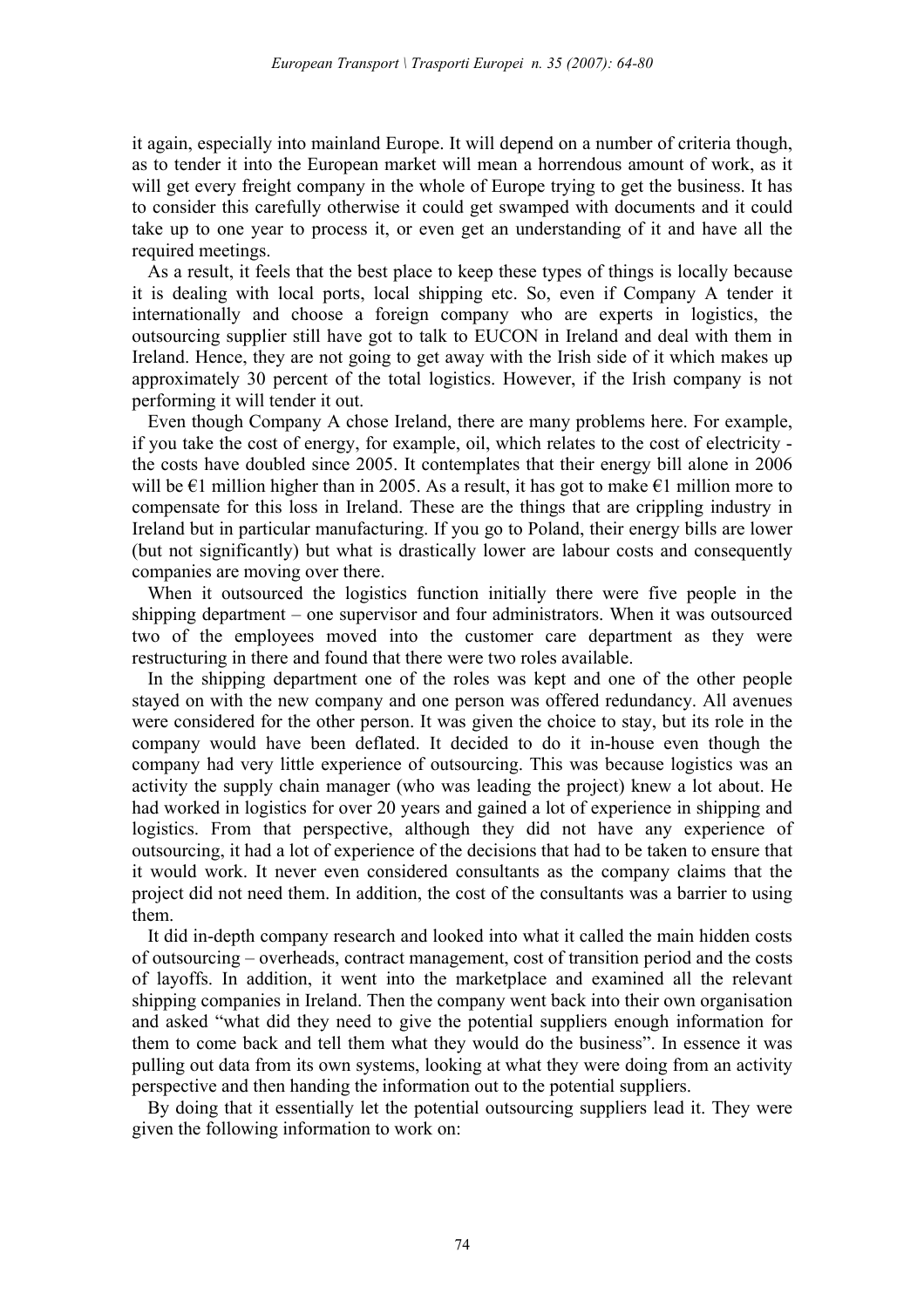it again, especially into mainland Europe. It will depend on a number of criteria though, as to tender it into the European market will mean a horrendous amount of work, as it will get every freight company in the whole of Europe trying to get the business. It has to consider this carefully otherwise it could get swamped with documents and it could take up to one year to process it, or even get an understanding of it and have all the required meetings.

As a result, it feels that the best place to keep these types of things is locally because it is dealing with local ports, local shipping etc. So, even if Company A tender it internationally and choose a foreign company who are experts in logistics, the outsourcing supplier still have got to talk to EUCON in Ireland and deal with them in Ireland. Hence, they are not going to get away with the Irish side of it which makes up approximately 30 percent of the total logistics. However, if the Irish company is not performing it will tender it out.

Even though Company A chose Ireland, there are many problems here. For example, if you take the cost of energy, for example, oil, which relates to the cost of electricity - the costs have doubled since 2005. It contemplates that their energy bill alone in 2006 will be €1 million higher than in 2005. As a result, it has got to make €1 million more to compensate for this loss in Ireland. These are the things that are crippling industry in Ireland but in particular manufacturing. If you go to Poland, their energy bills are lower (but not significantly) but what is drastically lower are labour costs and consequently companies are moving over there.

When it outsourced the logistics function initially there were five people in the shipping department – one supervisor and four administrators. When it was outsourced two of the employees moved into the customer care department as they were restructuring in there and found that there were two roles available.

In the shipping department one of the roles was kept and one of the other people stayed on with the new company and one person was offered redundancy. All avenues were considered for the other person. It was given the choice to stay, but its role in the company would have been deflated. It decided to do it in-house even though the company had very little experience of outsourcing. This was because logistics was an activity the supply chain manager (who was leading the project) knew a lot about. He had worked in logistics for over 20 years and gained a lot of experience in shipping and logistics. From that perspective, although they did not have any experience of outsourcing, it had a lot of experience of the decisions that had to be taken to ensure that it would work. It never even considered consultants as the company claims that the project did not need them. In addition, the cost of the consultants was a barrier to using them.

It did in-depth company research and looked into what it called the main hidden costs of outsourcing – overheads, contract management, cost of transition period and the costs of layoffs. In addition, it went into the marketplace and examined all the relevant shipping companies in Ireland. Then the company went back into their own organisation and asked "what did they need to give the potential suppliers enough information for them to come back and tell them what they would do the business". In essence it was pulling out data from its own systems, looking at what they were doing from an activity perspective and then handing the information out to the potential suppliers.

By doing that it essentially let the potential outsourcing suppliers lead it. They were given the following information to work on: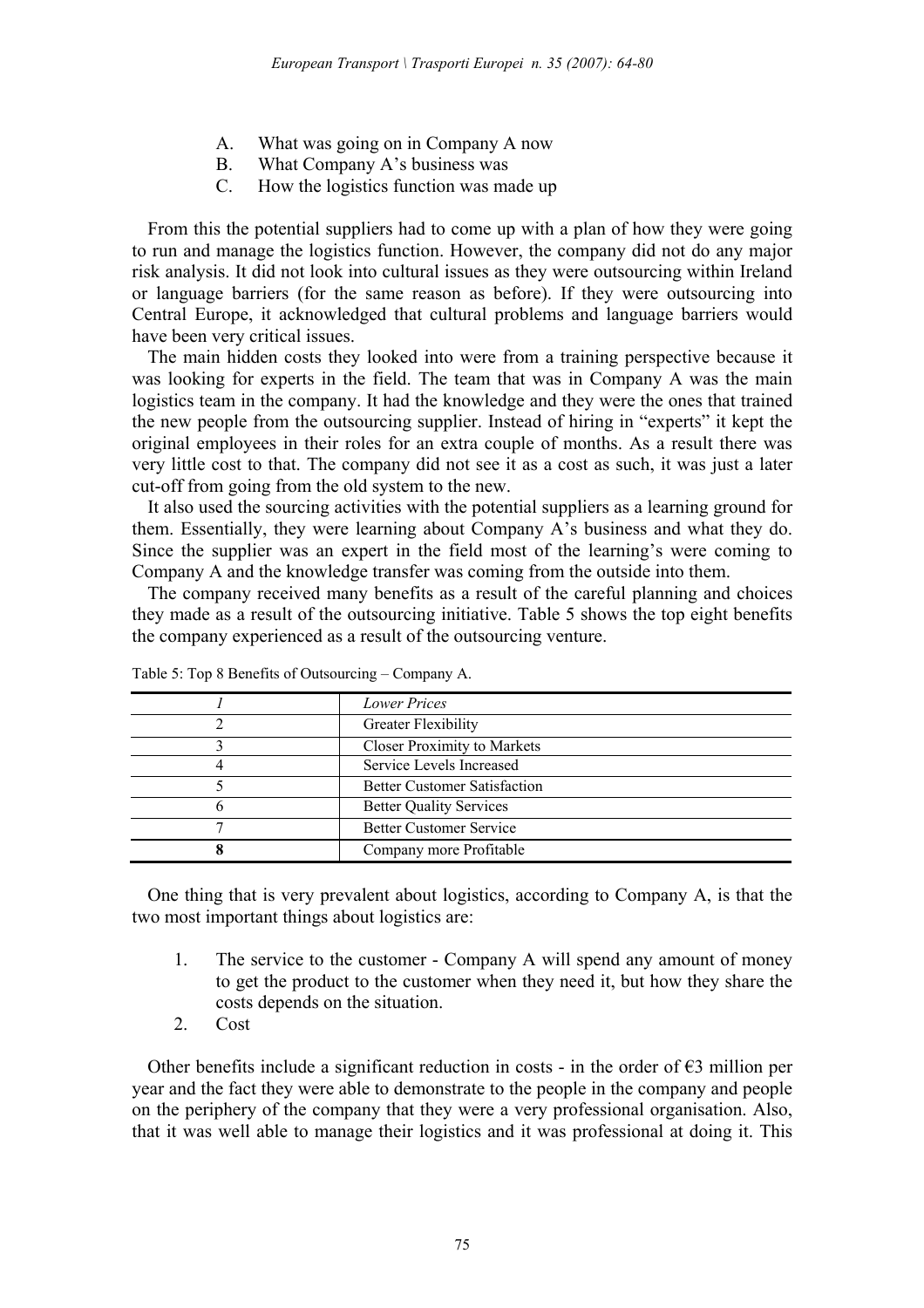A. What was going on in Company A now
B. What Company A's business was
C. How the logistics function was made up

From this the potential suppliers had to come up with a plan of how they were going to run and manage the logistics function. However, the company did not do any major risk analysis. It did not look into cultural issues as they were outsourcing within Ireland or language barriers (for the same reason as before). If they were outsourcing into Central Europe, it acknowledged that cultural problems and language barriers would have been very critical issues.

The main hidden costs they looked into were from a training perspective because it was looking for experts in the field. The team that was in Company A was the main logistics team in the company. It had the knowledge and they were the ones that trained the new people from the outsourcing supplier. Instead of hiring in "experts" it kept the original employees in their roles for an extra couple of months. As a result there was very little cost to that. The company did not see it as a cost as such, it was just a later cut-off from going from the old system to the new.

It also used the sourcing activities with the potential suppliers as a learning ground for them. Essentially, they were learning about Company A's business and what they do. Since the supplier was an expert in the field most of the learning's were coming to Company A and the knowledge transfer was coming from the outside into them.

The company received many benefits as a result of the careful planning and choices they made as a result of the outsourcing initiative. Table 5 shows the top eight benefits the company experienced as a result of the outsourcing venture.

Table 5: Top 8 Benefits of Outsourcing – Company A.

| *1* | *Lower Prices* |
|---|---|
| 2 | Greater Flexibility |
| 3 | Closer Proximity to Markets |
| 4 | Service Levels Increased |
| 5 | Better Customer Satisfaction |
| 6 | Better Quality Services |
| 7 | Better Customer Service |
| **8** | Company more Profitable |

One thing that is very prevalent about logistics, according to Company A, is that the two most important things about logistics are:

1. The service to the customer - Company A will spend any amount of money to get the product to the customer when they need it, but how they share the costs depends on the situation.
2. Cost

Other benefits include a significant reduction in costs - in the order of €3 million per year and the fact they were able to demonstrate to the people in the company and people on the periphery of the company that they were a very professional organisation. Also, that it was well able to manage their logistics and it was professional at doing it. This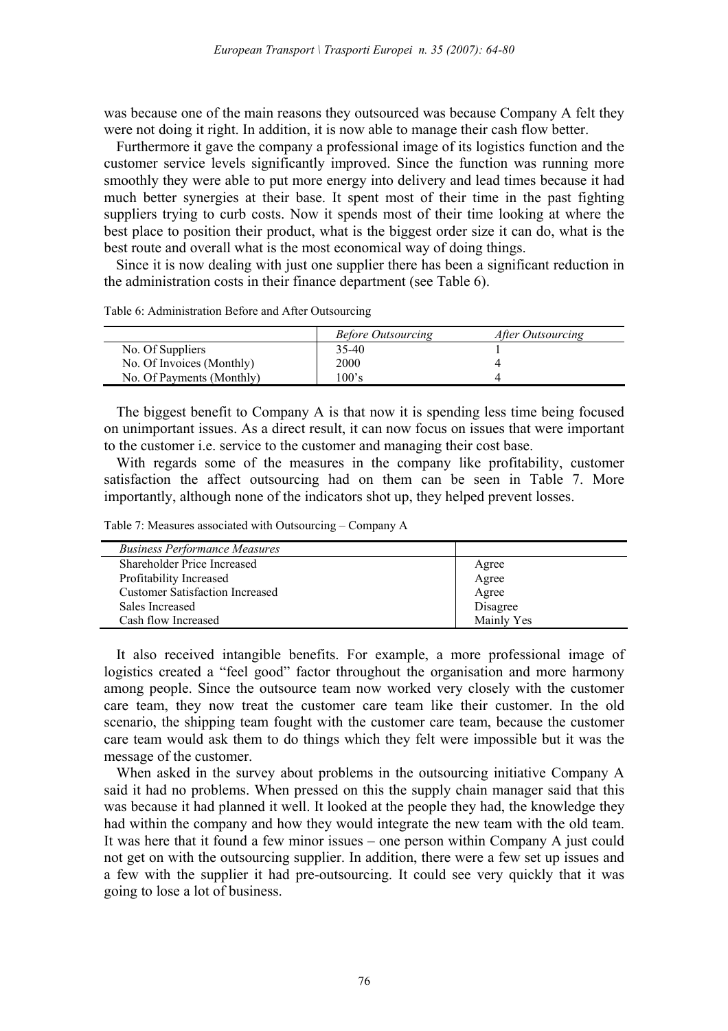was because one of the main reasons they outsourced was because Company A felt they were not doing it right. In addition, it is now able to manage their cash flow better.

Furthermore it gave the company a professional image of its logistics function and the customer service levels significantly improved. Since the function was running more smoothly they were able to put more energy into delivery and lead times because it had much better synergies at their base. It spent most of their time in the past fighting suppliers trying to curb costs. Now it spends most of their time looking at where the best place to position their product, what is the biggest order size it can do, what is the best route and overall what is the most economical way of doing things.

Since it is now dealing with just one supplier there has been a significant reduction in the administration costs in their finance department (see Table 6).

Table 6: Administration Before and After Outsourcing

| | *Before Outsourcing* | *After Outsourcing* |
|---|---|---|
| No. Of Suppliers | 35-40 | 1 |
| No. Of Invoices (Monthly) | 2000 | 4 |
| No. Of Payments (Monthly) | 100's | 4 |

The biggest benefit to Company A is that now it is spending less time being focused on unimportant issues. As a direct result, it can now focus on issues that were important to the customer i.e. service to the customer and managing their cost base.

With regards some of the measures in the company like profitability, customer satisfaction the affect outsourcing had on them can be seen in Table 7. More importantly, although none of the indicators shot up, they helped prevent losses.

Table 7: Measures associated with Outsourcing – Company A

| *Business Performance Measures* | |
|---|---|
| Shareholder Price Increased | Agree |
| Profitability Increased | Agree |
| Customer Satisfaction Increased | Agree |
| Sales Increased | Disagree |
| Cash flow Increased | Mainly Yes |

It also received intangible benefits. For example, a more professional image of logistics created a "feel good" factor throughout the organisation and more harmony among people. Since the outsource team now worked very closely with the customer care team, they now treat the customer care team like their customer. In the old scenario, the shipping team fought with the customer care team, because the customer care team would ask them to do things which they felt were impossible but it was the message of the customer.

When asked in the survey about problems in the outsourcing initiative Company A said it had no problems. When pressed on this the supply chain manager said that this was because it had planned it well. It looked at the people they had, the knowledge they had within the company and how they would integrate the new team with the old team. It was here that it found a few minor issues – one person within Company A just could not get on with the outsourcing supplier. In addition, there were a few set up issues and a few with the supplier it had pre-outsourcing. It could see very quickly that it was going to lose a lot of business.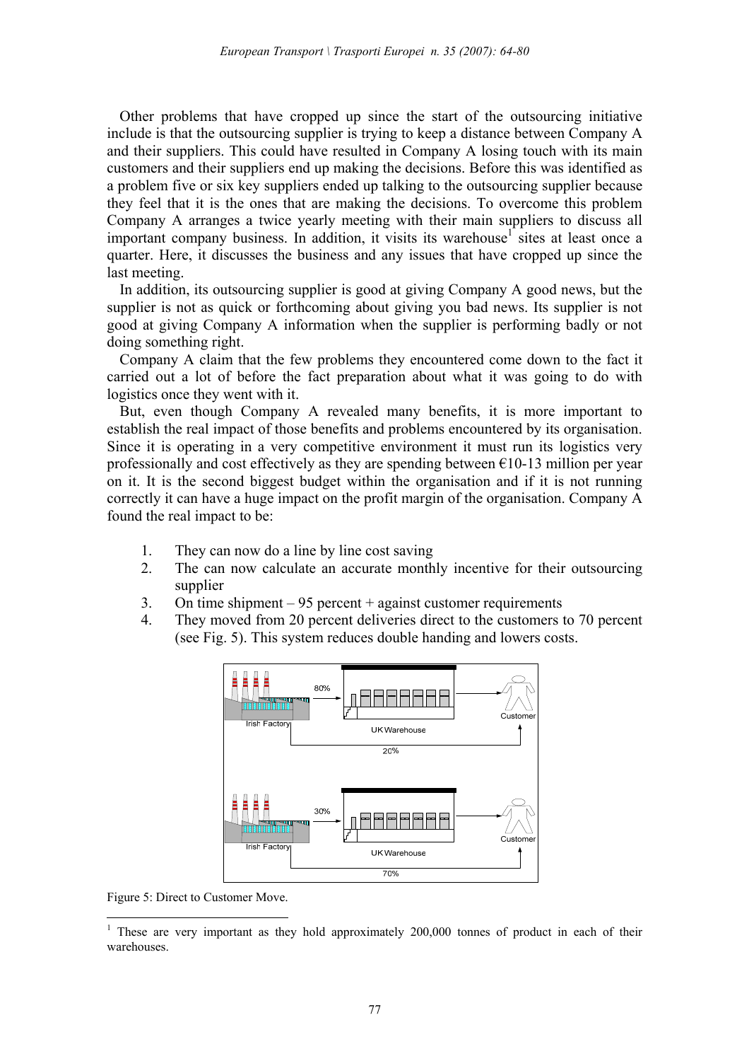Other problems that have cropped up since the start of the outsourcing initiative include is that the outsourcing supplier is trying to keep a distance between Company A and their suppliers. This could have resulted in Company A losing touch with its main customers and their suppliers end up making the decisions. Before this was identified as a problem five or six key suppliers ended up talking to the outsourcing supplier because they feel that it is the ones that are making the decisions. To overcome this problem Company A arranges a twice yearly meeting with their main suppliers to discuss all important company business. In addition, it visits its warehouse[1] sites at least once a quarter. Here, it discusses the business and any issues that have cropped up since the last meeting.

In addition, its outsourcing supplier is good at giving Company A good news, but the supplier is not as quick or forthcoming about giving you bad news. Its supplier is not good at giving Company A information when the supplier is performing badly or not doing something right.

Company A claim that the few problems they encountered come down to the fact it carried out a lot of before the fact preparation about what it was going to do with logistics once they went with it.

But, even though Company A revealed many benefits, it is more important to establish the real impact of those benefits and problems encountered by its organisation. Since it is operating in a very competitive environment it must run its logistics very professionally and cost effectively as they are spending between €10-13 million per year on it. It is the second biggest budget within the organisation and if it is not running correctly it can have a huge impact on the profit margin of the organisation. Company A found the real impact to be:

1. They can now do a line by line cost saving
2. The can now calculate an accurate monthly incentive for their outsourcing supplier
3. On time shipment – 95 percent + against customer requirements
4. They moved from 20 percent deliveries direct to the customers to 70 percent (see Fig. 5). This system reduces double handing and lowers costs.

Figure 5: Direct to Customer Move.

[1] These are very important as they hold approximately 200,000 tonnes of product in each of their warehouses.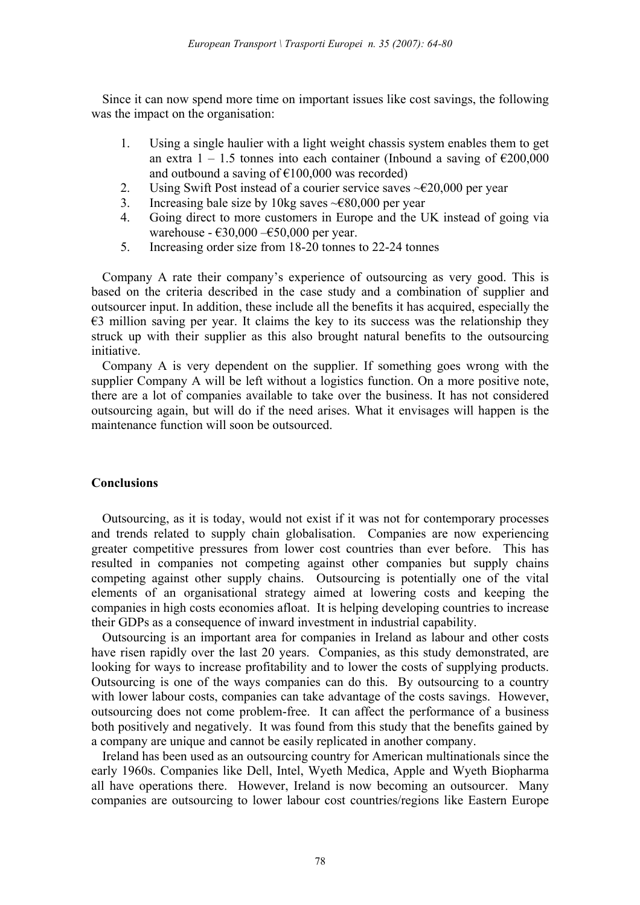Since it can now spend more time on important issues like cost savings, the following was the impact on the organisation:

1. Using a single haulier with a light weight chassis system enables them to get an extra 1 – 1.5 tonnes into each container (Inbound a saving of €200,000 and outbound a saving of €100,000 was recorded)
2. Using Swift Post instead of a courier service saves ~€20,000 per year
3. Increasing bale size by 10kg saves ~€80,000 per year
4. Going direct to more customers in Europe and the UK instead of going via warehouse - €30,000 –€50,000 per year.
5. Increasing order size from 18-20 tonnes to 22-24 tonnes

Company A rate their company's experience of outsourcing as very good. This is based on the criteria described in the case study and a combination of supplier and outsourcer input. In addition, these include all the benefits it has acquired, especially the €3 million saving per year. It claims the key to its success was the relationship they struck up with their supplier as this also brought natural benefits to the outsourcing initiative.

Company A is very dependent on the supplier. If something goes wrong with the supplier Company A will be left without a logistics function. On a more positive note, there are a lot of companies available to take over the business. It has not considered outsourcing again, but will do if the need arises. What it envisages will happen is the maintenance function will soon be outsourced.

**Conclusions**

Outsourcing, as it is today, would not exist if it was not for contemporary processes and trends related to supply chain globalisation. Companies are now experiencing greater competitive pressures from lower cost countries than ever before. This has resulted in companies not competing against other companies but supply chains competing against other supply chains. Outsourcing is potentially one of the vital elements of an organisational strategy aimed at lowering costs and keeping the companies in high costs economies afloat. It is helping developing countries to increase their GDPs as a consequence of inward investment in industrial capability.

Outsourcing is an important area for companies in Ireland as labour and other costs have risen rapidly over the last 20 years. Companies, as this study demonstrated, are looking for ways to increase profitability and to lower the costs of supplying products. Outsourcing is one of the ways companies can do this. By outsourcing to a country with lower labour costs, companies can take advantage of the costs savings. However, outsourcing does not come problem-free. It can affect the performance of a business both positively and negatively. It was found from this study that the benefits gained by a company are unique and cannot be easily replicated in another company.

Ireland has been used as an outsourcing country for American multinationals since the early 1960s. Companies like Dell, Intel, Wyeth Medica, Apple and Wyeth Biopharma all have operations there. However, Ireland is now becoming an outsourcer. Many companies are outsourcing to lower labour cost countries/regions like Eastern Europe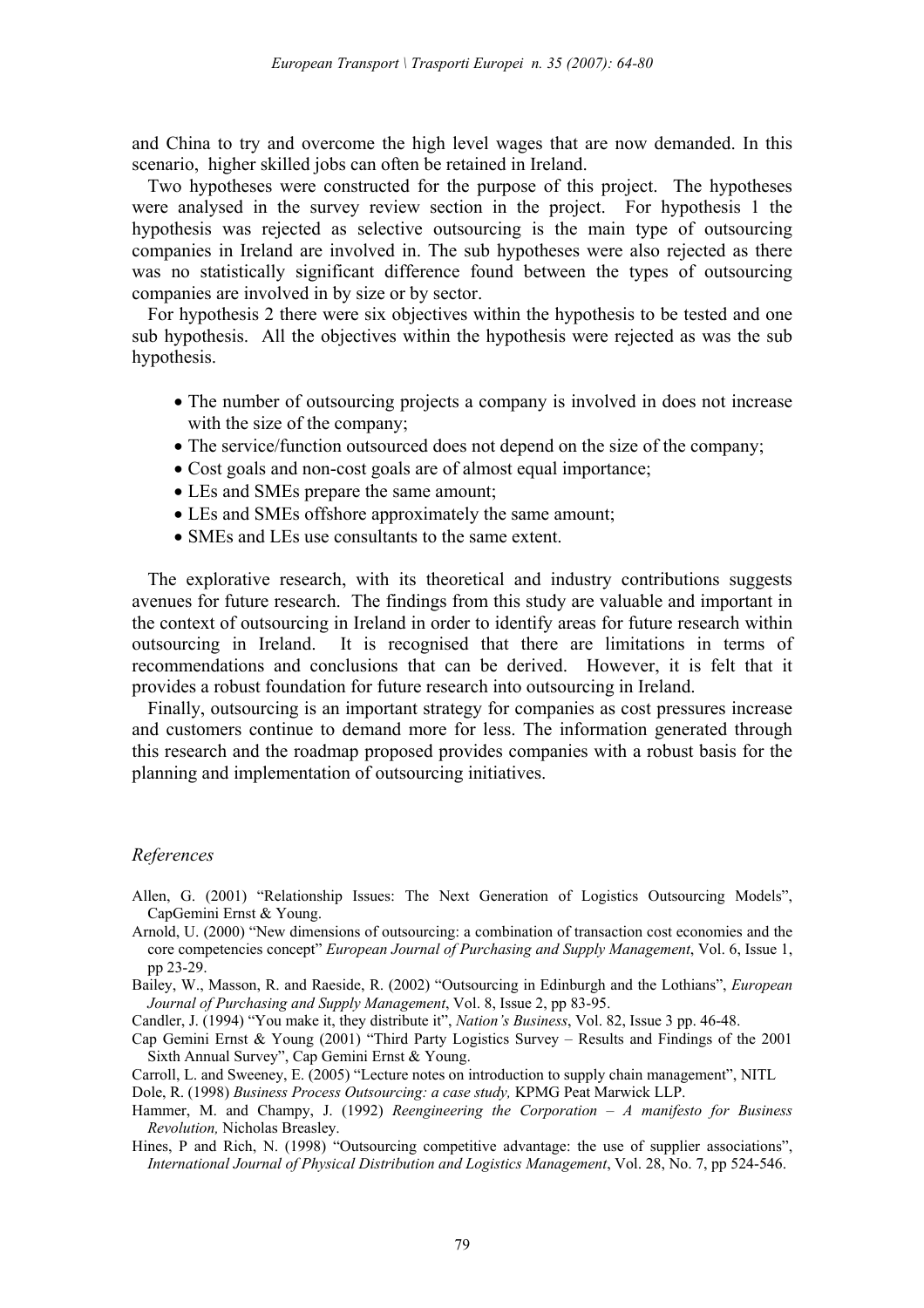and China to try and overcome the high level wages that are now demanded. In this scenario, higher skilled jobs can often be retained in Ireland.

Two hypotheses were constructed for the purpose of this project. The hypotheses were analysed in the survey review section in the project. For hypothesis 1 the hypothesis was rejected as selective outsourcing is the main type of outsourcing companies in Ireland are involved in. The sub hypotheses were also rejected as there was no statistically significant difference found between the types of outsourcing companies are involved in by size or by sector.

For hypothesis 2 there were six objectives within the hypothesis to be tested and one sub hypothesis. All the objectives within the hypothesis were rejected as was the sub hypothesis.

- The number of outsourcing projects a company is involved in does not increase with the size of the company;
- The service/function outsourced does not depend on the size of the company;
- Cost goals and non-cost goals are of almost equal importance;
- LEs and SMEs prepare the same amount;
- LEs and SMEs offshore approximately the same amount;
- SMEs and LEs use consultants to the same extent.

The explorative research, with its theoretical and industry contributions suggests avenues for future research. The findings from this study are valuable and important in the context of outsourcing in Ireland in order to identify areas for future research within outsourcing in Ireland. It is recognised that there are limitations in terms of recommendations and conclusions that can be derived. However, it is felt that it provides a robust foundation for future research into outsourcing in Ireland.

Finally, outsourcing is an important strategy for companies as cost pressures increase and customers continue to demand more for less. The information generated through this research and the roadmap proposed provides companies with a robust basis for the planning and implementation of outsourcing initiatives.

## *References*

Allen, G. (2001) "Relationship Issues: The Next Generation of Logistics Outsourcing Models", CapGemini Ernst & Young.

Arnold, U. (2000) "New dimensions of outsourcing: a combination of transaction cost economies and the core competencies concept" *European Journal of Purchasing and Supply Management*, Vol. 6, Issue 1, pp 23-29.

Bailey, W., Masson, R. and Raeside, R. (2002) "Outsourcing in Edinburgh and the Lothians", *European Journal of Purchasing and Supply Management*, Vol. 8, Issue 2, pp 83-95.

Candler, J. (1994) "You make it, they distribute it", *Nation's Business*, Vol. 82, Issue 3 pp. 46-48.

Cap Gemini Ernst & Young (2001) "Third Party Logistics Survey – Results and Findings of the 2001 Sixth Annual Survey", Cap Gemini Ernst & Young.

Carroll, L. and Sweeney, E. (2005) "Lecture notes on introduction to supply chain management", NITL

Dole, R. (1998) *Business Process Outsourcing: a case study,* KPMG Peat Marwick LLP.

Hammer, M. and Champy, J. (1992) *Reengineering the Corporation – A manifesto for Business Revolution,* Nicholas Breasley.

Hines, P and Rich, N. (1998) "Outsourcing competitive advantage: the use of supplier associations", *International Journal of Physical Distribution and Logistics Management*, Vol. 28, No. 7, pp 524-546.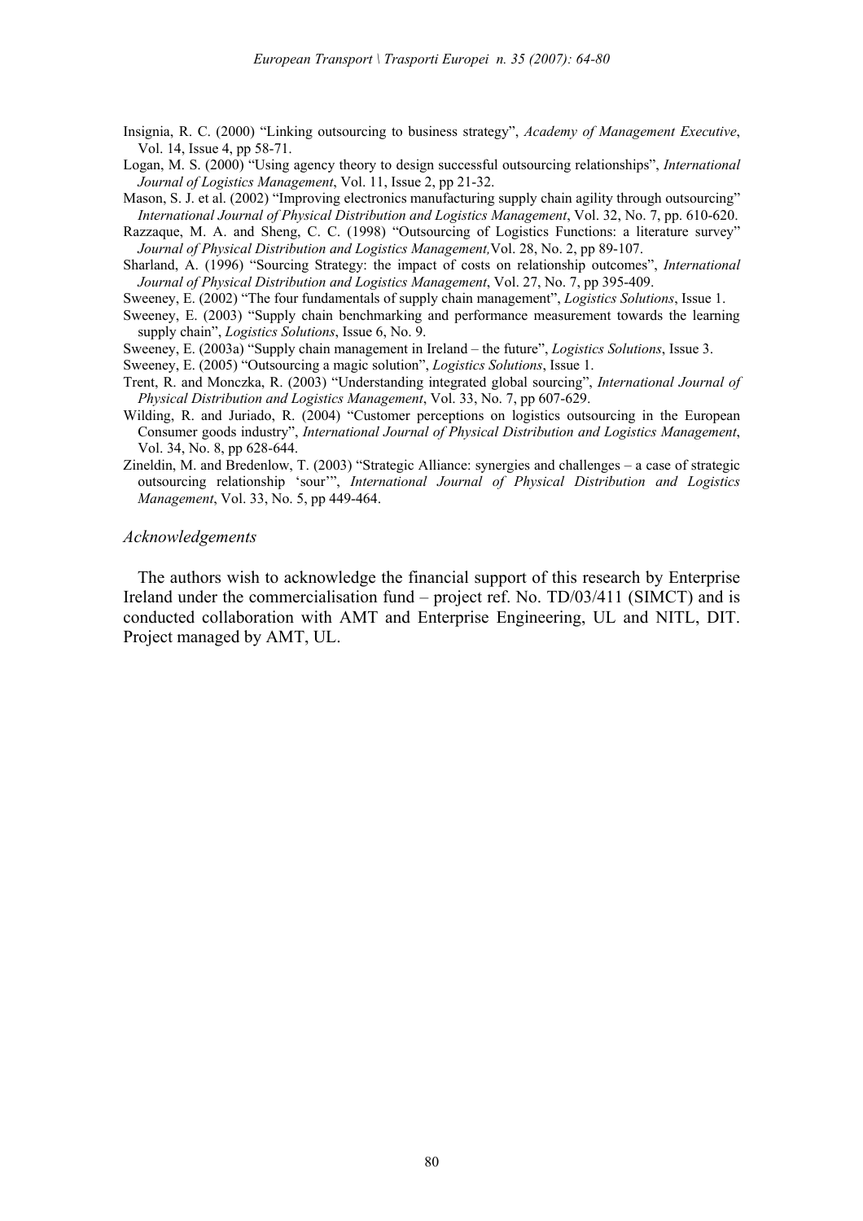Insignia, R. C. (2000) "Linking outsourcing to business strategy", *Academy of Management Executive*, Vol. 14, Issue 4, pp 58-71.

Logan, M. S. (2000) "Using agency theory to design successful outsourcing relationships", *International Journal of Logistics Management*, Vol. 11, Issue 2, pp 21-32.

Mason, S. J. et al. (2002) "Improving electronics manufacturing supply chain agility through outsourcing" *International Journal of Physical Distribution and Logistics Management*, Vol. 32, No. 7, pp. 610-620.

Razzaque, M. A. and Sheng, C. C. (1998) "Outsourcing of Logistics Functions: a literature survey" *Journal of Physical Distribution and Logistics Management,*Vol. 28, No. 2, pp 89-107.

Sharland, A. (1996) "Sourcing Strategy: the impact of costs on relationship outcomes", *International Journal of Physical Distribution and Logistics Management*, Vol. 27, No. 7, pp 395-409.

Sweeney, E. (2002) "The four fundamentals of supply chain management", *Logistics Solutions*, Issue 1.

Sweeney, E. (2003) "Supply chain benchmarking and performance measurement towards the learning supply chain", *Logistics Solutions*, Issue 6, No. 9.

Sweeney, E. (2003a) "Supply chain management in Ireland – the future", *Logistics Solutions*, Issue 3.

Sweeney, E. (2005) "Outsourcing a magic solution", *Logistics Solutions*, Issue 1.

Trent, R. and Monczka, R. (2003) "Understanding integrated global sourcing", *International Journal of Physical Distribution and Logistics Management*, Vol. 33, No. 7, pp 607-629.

Wilding, R. and Juriado, R. (2004) "Customer perceptions on logistics outsourcing in the European Consumer goods industry", *International Journal of Physical Distribution and Logistics Management*, Vol. 34, No. 8, pp 628-644.

Zineldin, M. and Bredenlow, T. (2003) "Strategic Alliance: synergies and challenges – a case of strategic outsourcing relationship 'sour'", *International Journal of Physical Distribution and Logistics Management*, Vol. 33, No. 5, pp 449-464.

*Acknowledgements*

The authors wish to acknowledge the financial support of this research by Enterprise Ireland under the commercialisation fund – project ref. No. TD/03/411 (SIMCT) and is conducted collaboration with AMT and Enterprise Engineering, UL and NITL, DIT. Project managed by AMT, UL.